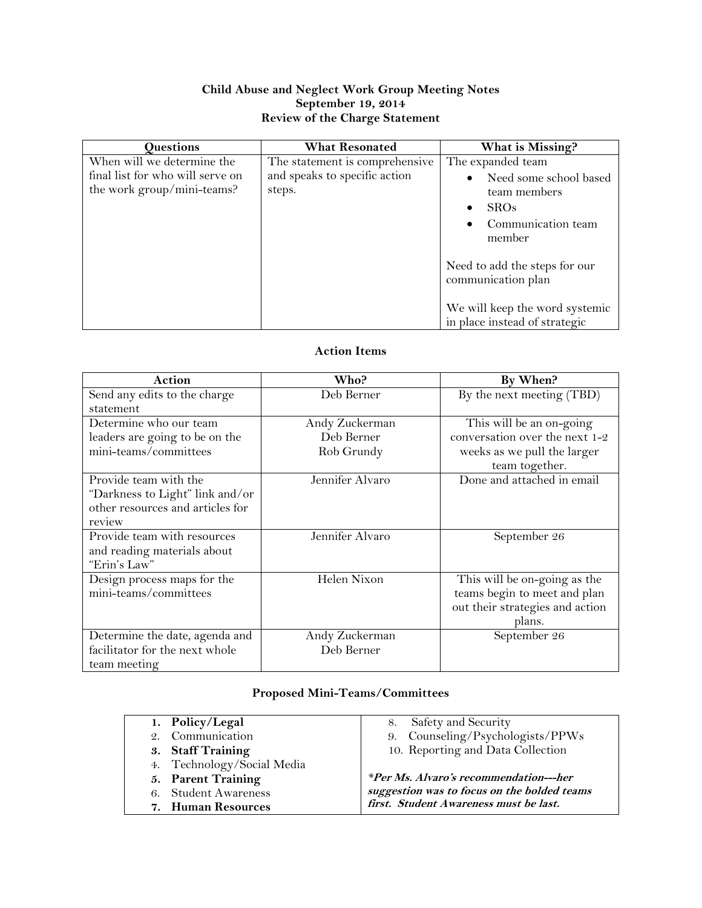# Child Abuse and Neglect Work Group Meeting Notes
## September 19, 2014
## Review of the Charge Statement

| Questions | What Resonated | What is Missing? |
|---|---|---|
| When will we determine the final list for who will serve on the work group/mini-teams? | The statement is comprehensive and speaks to specific action steps. | The expanded team<br>• Need some school based team members<br>• SROs<br>• Communication team member<br><br>Need to add the steps for our communication plan<br><br>We will keep the word systemic in place instead of strategic |

## Action Items

| Action | Who? | By When? |
|---|---|---|
| Send any edits to the charge statement | Deb Berner | By the next meeting (TBD) |
| Determine who our team leaders are going to be on the mini-teams/committees | Andy Zuckerman<br>Deb Berner<br>Rob Grundy | This will be an on-going conversation over the next 1-2 weeks as we pull the larger team together. |
| Provide team with the "Darkness to Light" link and/or other resources and articles for review | Jennifer Alvaro | Done and attached in email |
| Provide team with resources and reading materials about "Erin's Law" | Jennifer Alvaro | September 26 |
| Design process maps for the mini-teams/committees | Helen Nixon | This will be on-going as the teams begin to meet and plan out their strategies and action plans. |
| Determine the date, agenda and facilitator for the next whole team meeting | Andy Zuckerman<br>Deb Berner | September 26 |

## Proposed Mini-Teams/Committees

1. **Policy/Legal**
2. Communication
3. **Staff Training**
4. Technology/Social Media
5. **Parent Training**
6. Student Awareness
7. **Human Resources**
8. Safety and Security
9. Counseling/Psychologists/PPWs
10. Reporting and Data Collection

***Per Ms. Alvaro's recommendation---her suggestion was to focus on the bolded teams first. Student Awareness must be last.***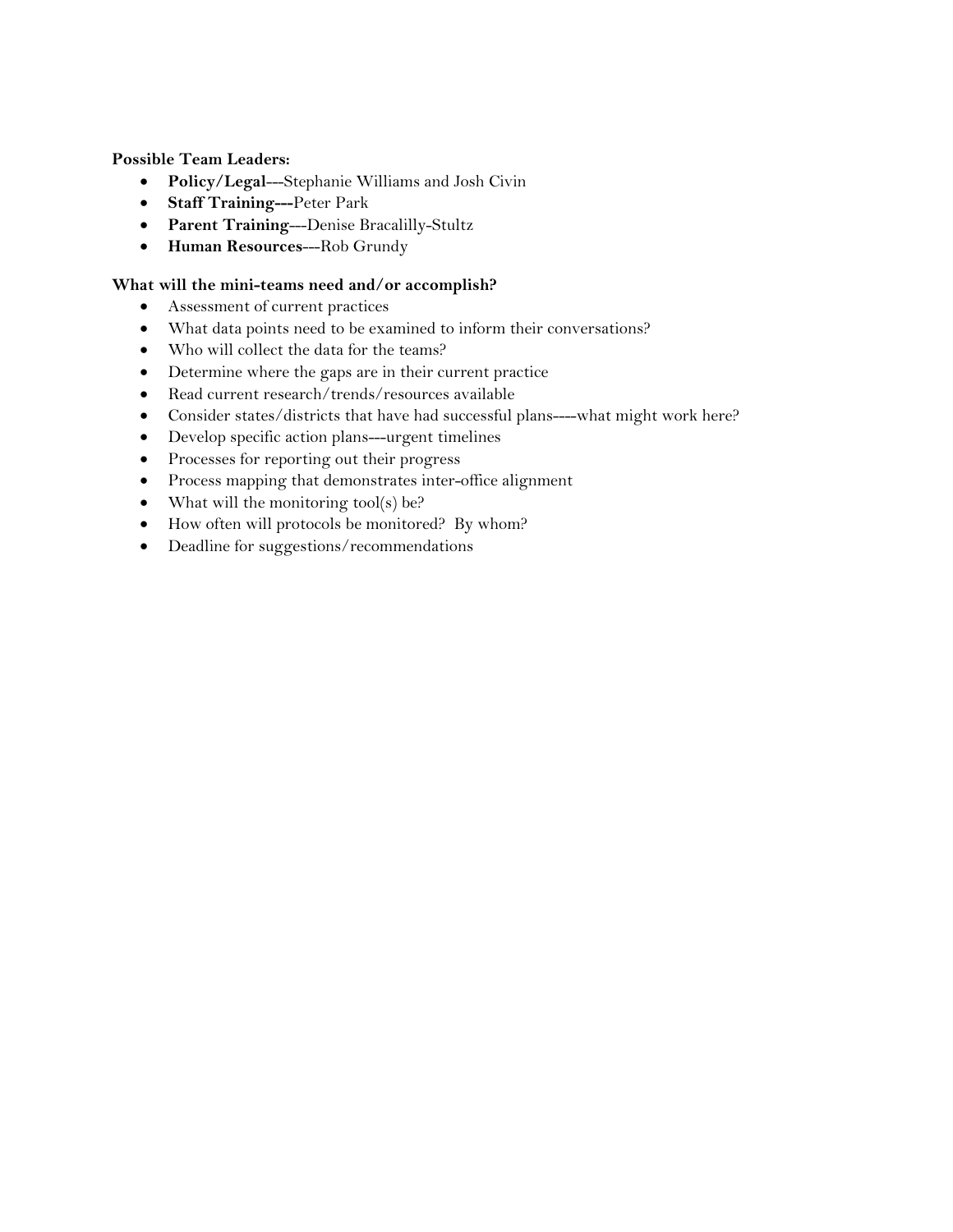**Possible Team Leaders:**

- **Policy/Legal**---Stephanie Williams and Josh Civin
- **Staff Training---**Peter Park
- **Parent Training**---Denise Bracalilly-Stultz
- **Human Resources**---Rob Grundy

**What will the mini-teams need and/or accomplish?**

- Assessment of current practices
- What data points need to be examined to inform their conversations?
- Who will collect the data for the teams?
- Determine where the gaps are in their current practice
- Read current research/trends/resources available
- Consider states/districts that have had successful plans----what might work here?
- Develop specific action plans---urgent timelines
- Processes for reporting out their progress
- Process mapping that demonstrates inter-office alignment
- What will the monitoring tool(s) be?
- How often will protocols be monitored? By whom?
- Deadline for suggestions/recommendations